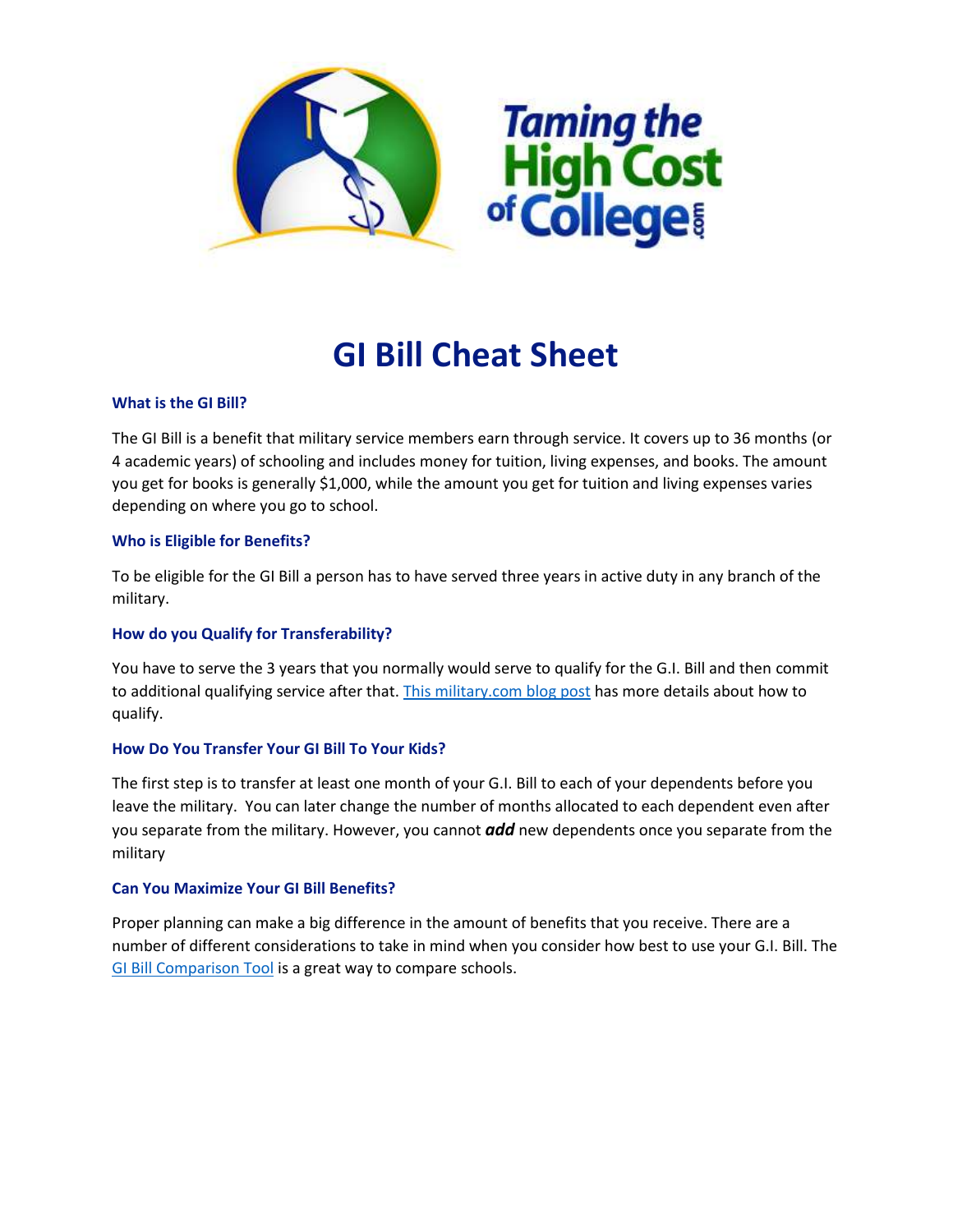# GI Bill Cheat Sheet

### What is the GI Bill?

The GI Bill is a benefit that military service members earn through service. It covers up to 36 months (or 4 academic years) of schooling and includes money for tuition, living expenses, and books. The amount you get for books is generally $1,000, while the amount you get for tuition and living expenses varies depending on where you go to school.

### Who is Eligible for Benefits?

To be eligible for the GI Bill a person has to have served three years in active duty in any branch of the military.

### How do you Qualify for Transferability?

You have to serve the 3 years that you normally would serve to qualify for the G.I. Bill and then commit to additional qualifying service after that. This military.com blog post has more details about how to qualify.

### How Do You Transfer Your GI Bill To Your Kids?

The first step is to transfer at least one month of your G.I. Bill to each of your dependents before you leave the military. You can later change the number of months allocated to each dependent even after you separate from the military. However, you cannot ***add*** new dependents once you separate from the military

### Can You Maximize Your GI Bill Benefits?

Proper planning can make a big difference in the amount of benefits that you receive. There are a number of different considerations to take in mind when you consider how best to use your G.I. Bill. The GI Bill Comparison Tool is a great way to compare schools.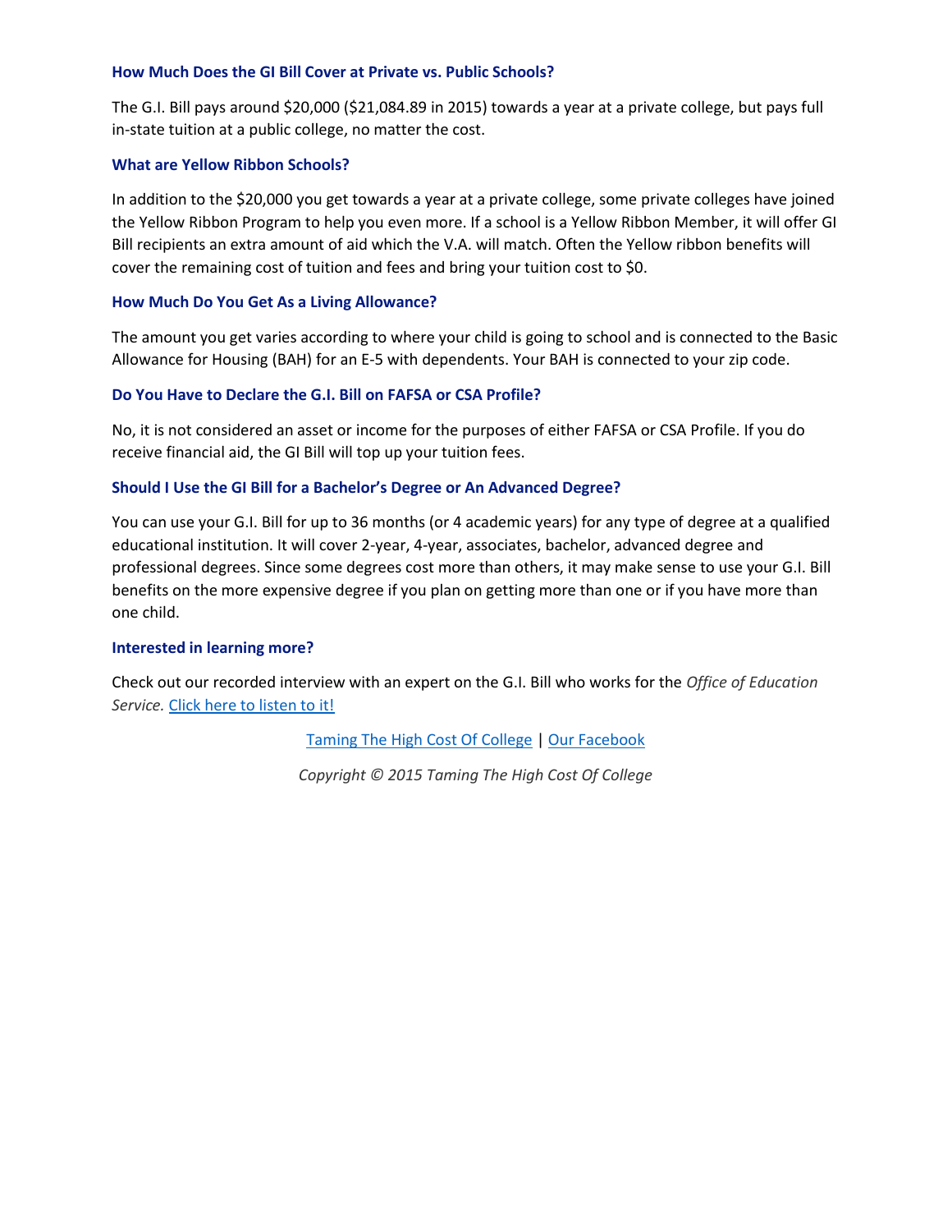### How Much Does the GI Bill Cover at Private vs. Public Schools?

The G.I. Bill pays around $20,000 ($21,084.89 in 2015) towards a year at a private college, but pays full in-state tuition at a public college, no matter the cost.

### What are Yellow Ribbon Schools?

In addition to the $20,000 you get towards a year at a private college, some private colleges have joined the Yellow Ribbon Program to help you even more. If a school is a Yellow Ribbon Member, it will offer GI Bill recipients an extra amount of aid which the V.A. will match. Often the Yellow ribbon benefits will cover the remaining cost of tuition and fees and bring your tuition cost to $0.

### How Much Do You Get As a Living Allowance?

The amount you get varies according to where your child is going to school and is connected to the Basic Allowance for Housing (BAH) for an E-5 with dependents. Your BAH is connected to your zip code.

### Do You Have to Declare the G.I. Bill on FAFSA or CSA Profile?

No, it is not considered an asset or income for the purposes of either FAFSA or CSA Profile. If you do receive financial aid, the GI Bill will top up your tuition fees.

### Should I Use the GI Bill for a Bachelor's Degree or An Advanced Degree?

You can use your G.I. Bill for up to 36 months (or 4 academic years) for any type of degree at a qualified educational institution. It will cover 2-year, 4-year, associates, bachelor, advanced degree and professional degrees. Since some degrees cost more than others, it may make sense to use your G.I. Bill benefits on the more expensive degree if you plan on getting more than one or if you have more than one child.

### Interested in learning more?

Check out our recorded interview with an expert on the G.I. Bill who works for the *Office of Education Service.* [Click here to listen to it!]()

[Taming The High Cost Of College]() | [Our Facebook]()

*Copyright © 2015 Taming The High Cost Of College*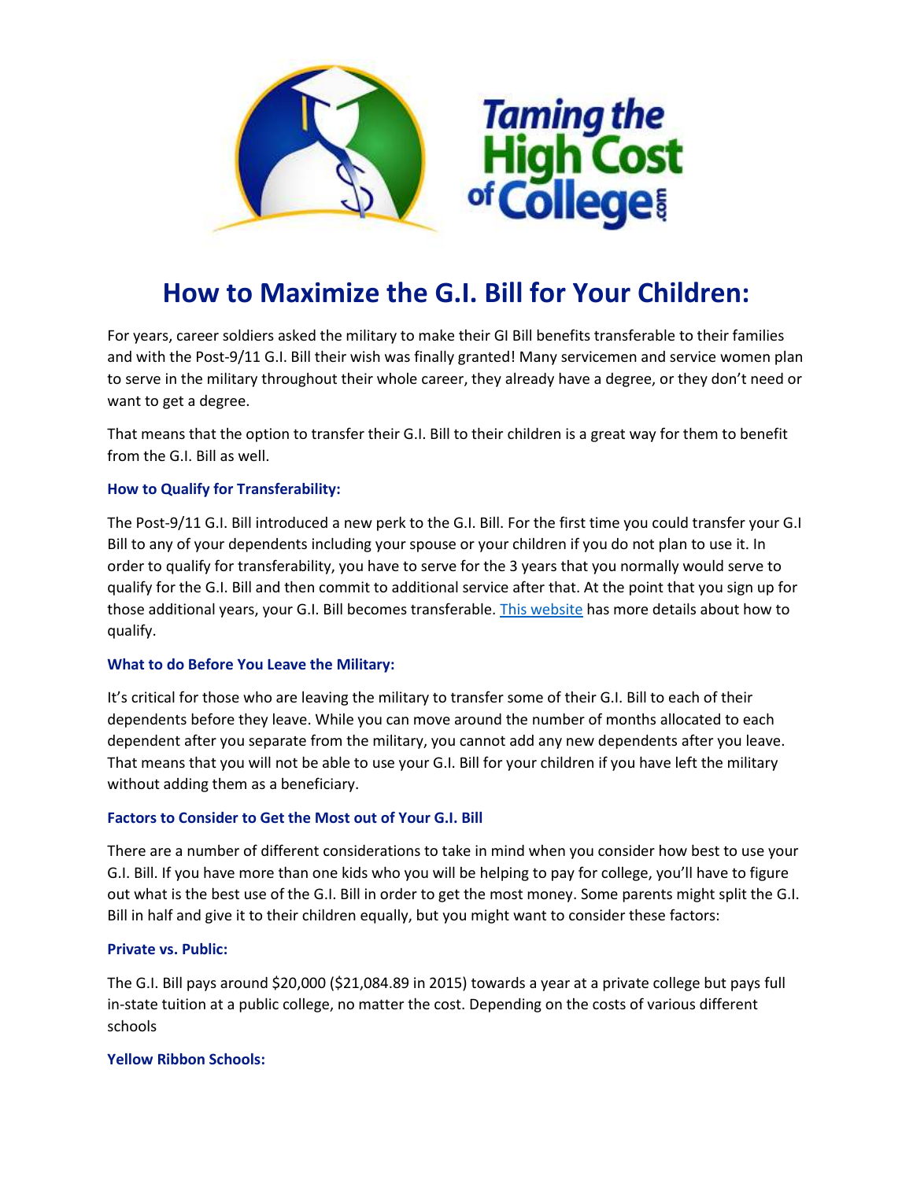# How to Maximize the G.I. Bill for Your Children:

For years, career soldiers asked the military to make their GI Bill benefits transferable to their families and with the Post-9/11 G.I. Bill their wish was finally granted! Many servicemen and service women plan to serve in the military throughout their whole career, they already have a degree, or they don't need or want to get a degree.

That means that the option to transfer their G.I. Bill to their children is a great way for them to benefit from the G.I. Bill as well.

### How to Qualify for Transferability:

The Post-9/11 G.I. Bill introduced a new perk to the G.I. Bill. For the first time you could transfer your G.I Bill to any of your dependents including your spouse or your children if you do not plan to use it. In order to qualify for transferability, you have to serve for the 3 years that you normally would serve to qualify for the G.I. Bill and then commit to additional service after that. At the point that you sign up for those additional years, your G.I. Bill becomes transferable. This website has more details about how to qualify.

### What to do Before You Leave the Military:

It's critical for those who are leaving the military to transfer some of their G.I. Bill to each of their dependents before they leave. While you can move around the number of months allocated to each dependent after you separate from the military, you cannot add any new dependents after you leave. That means that you will not be able to use your G.I. Bill for your children if you have left the military without adding them as a beneficiary.

### Factors to Consider to Get the Most out of Your G.I. Bill

There are a number of different considerations to take in mind when you consider how best to use your G.I. Bill. If you have more than one kids who you will be helping to pay for college, you'll have to figure out what is the best use of the G.I. Bill in order to get the most money. Some parents might split the G.I. Bill in half and give it to their children equally, but you might want to consider these factors:

### Private vs. Public:

The G.I. Bill pays around $20,000 ($21,084.89 in 2015) towards a year at a private college but pays full in-state tuition at a public college, no matter the cost. Depending on the costs of various different schools

### Yellow Ribbon Schools: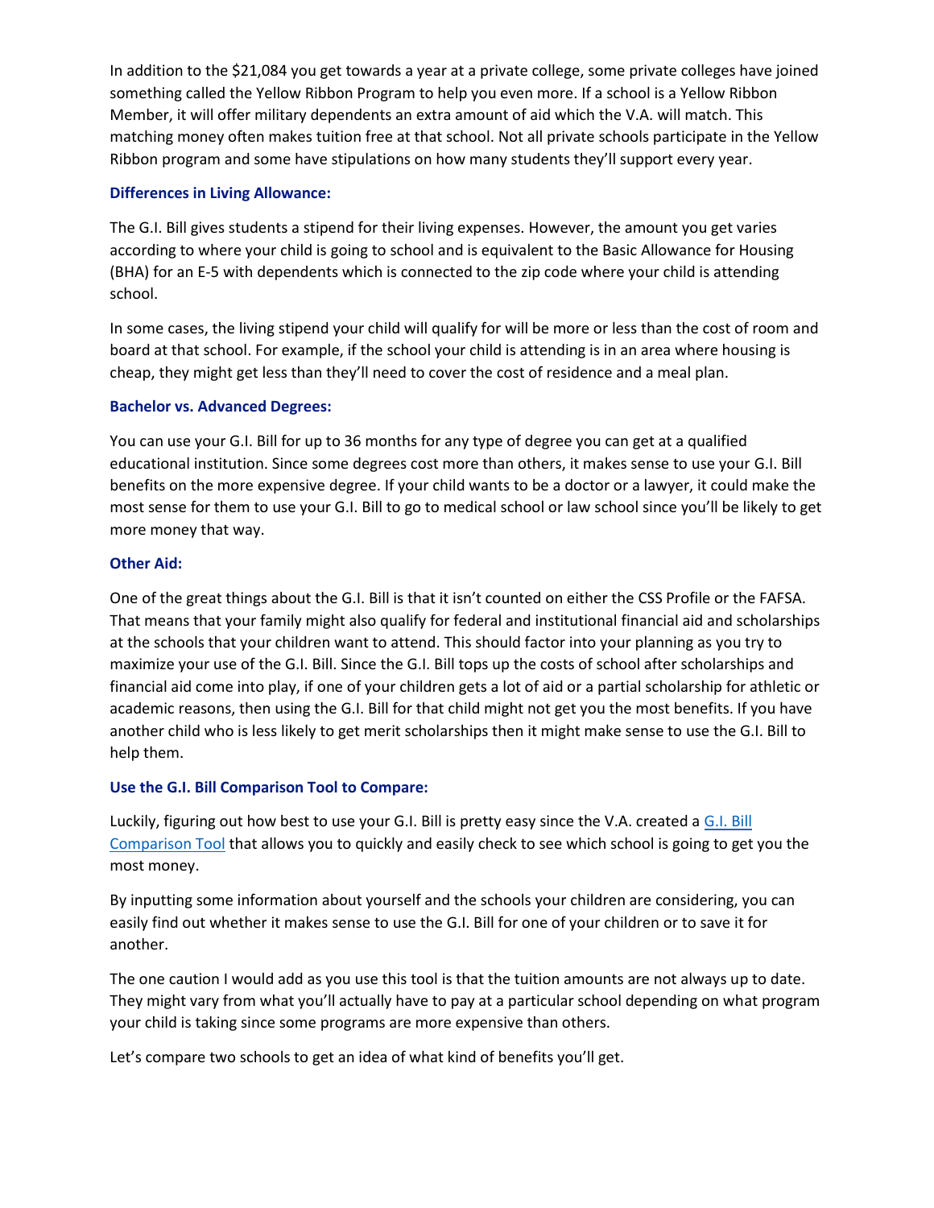In addition to the $21,084 you get towards a year at a private college, some private colleges have joined something called the Yellow Ribbon Program to help you even more. If a school is a Yellow Ribbon Member, it will offer military dependents an extra amount of aid which the V.A. will match. This matching money often makes tuition free at that school. Not all private schools participate in the Yellow Ribbon program and some have stipulations on how many students they'll support every year.

### Differences in Living Allowance:

The G.I. Bill gives students a stipend for their living expenses. However, the amount you get varies according to where your child is going to school and is equivalent to the Basic Allowance for Housing (BHA) for an E-5 with dependents which is connected to the zip code where your child is attending school.

In some cases, the living stipend your child will qualify for will be more or less than the cost of room and board at that school. For example, if the school your child is attending is in an area where housing is cheap, they might get less than they'll need to cover the cost of residence and a meal plan.

### Bachelor vs. Advanced Degrees:

You can use your G.I. Bill for up to 36 months for any type of degree you can get at a qualified educational institution. Since some degrees cost more than others, it makes sense to use your G.I. Bill benefits on the more expensive degree. If your child wants to be a doctor or a lawyer, it could make the most sense for them to use your G.I. Bill to go to medical school or law school since you'll be likely to get more money that way.

### Other Aid:

One of the great things about the G.I. Bill is that it isn't counted on either the CSS Profile or the FAFSA. That means that your family might also qualify for federal and institutional financial aid and scholarships at the schools that your children want to attend. This should factor into your planning as you try to maximize your use of the G.I. Bill. Since the G.I. Bill tops up the costs of school after scholarships and financial aid come into play, if one of your children gets a lot of aid or a partial scholarship for athletic or academic reasons, then using the G.I. Bill for that child might not get you the most benefits. If you have another child who is less likely to get merit scholarships then it might make sense to use the G.I. Bill to help them.

### Use the G.I. Bill Comparison Tool to Compare:

Luckily, figuring out how best to use your G.I. Bill is pretty easy since the V.A. created a G.I. Bill Comparison Tool that allows you to quickly and easily check to see which school is going to get you the most money.

By inputting some information about yourself and the schools your children are considering, you can easily find out whether it makes sense to use the G.I. Bill for one of your children or to save it for another.

The one caution I would add as you use this tool is that the tuition amounts are not always up to date. They might vary from what you'll actually have to pay at a particular school depending on what program your child is taking since some programs are more expensive than others.

Let's compare two schools to get an idea of what kind of benefits you'll get.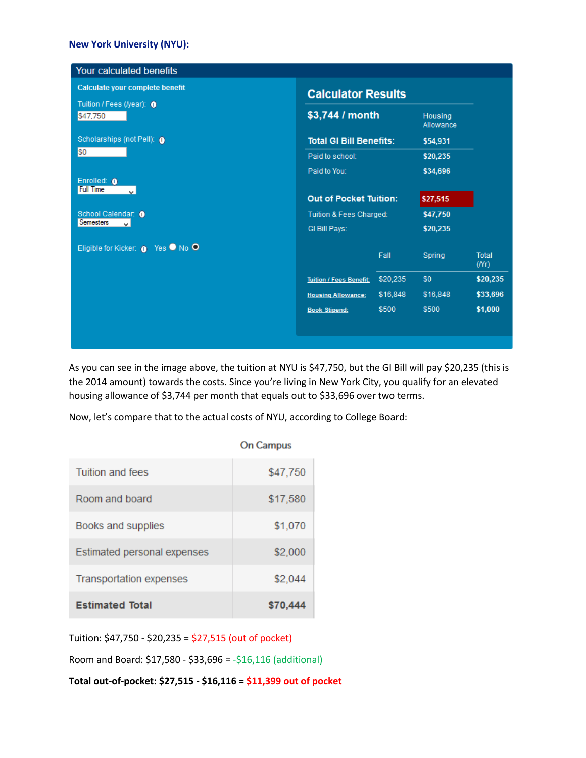**New York University (NYU):**

**Your calculated benefits**

**Calculate your complete benefit**

Tuition / Fees (/year): $47,750

Scholarships (not Pell): $0

Enrolled: Full Time

School Calendar: Semesters

Eligible for Kicker: Yes ○ No ●

**Calculator Results**

| **$3,744 / month** | Housing Allowance |
| --- | --- |
| **Total GI Bill Benefits:** | **$54,931** |
| Paid to school: | $20,235 |
| Paid to You: | $34,696 |
| **Out of Pocket Tuition:** | **$27,515** |
| Tuition & Fees Charged: | $47,750 |
| GI Bill Pays: | $20,235 |

| | Fall | Spring | Total (/Yr) |
| --- | --- | --- | --- |
| Tuition / Fees Benefit: | $20,235 | $0 | $20,235 |
| Housing Allowance: | $16,848 | $16,848 | $33,696 |
| Book Stipend: | $500 | $500 | $1,000 |

As you can see in the image above, the tuition at NYU is $47,750, but the GI Bill will pay $20,235 (this is the 2014 amount) towards the costs. Since you're living in New York City, you qualify for an elevated housing allowance of $3,744 per month that equals out to $33,696 over two terms.

Now, let's compare that to the actual costs of NYU, according to College Board:

| | On Campus |
| --- | --- |
| Tuition and fees | $47,750 |
| Room and board | $17,580 |
| Books and supplies | $1,070 |
| Estimated personal expenses | $2,000 |
| Transportation expenses | $2,044 |
| **Estimated Total** | **$70,444** |

Tuition: $47,750 - $20,235 = $27,515 (out of pocket)

Room and Board: $17,580 - $33,696 = -$16,116 (additional)

**Total out-of-pocket: $27,515 - $16,116 = $11,399 out of pocket**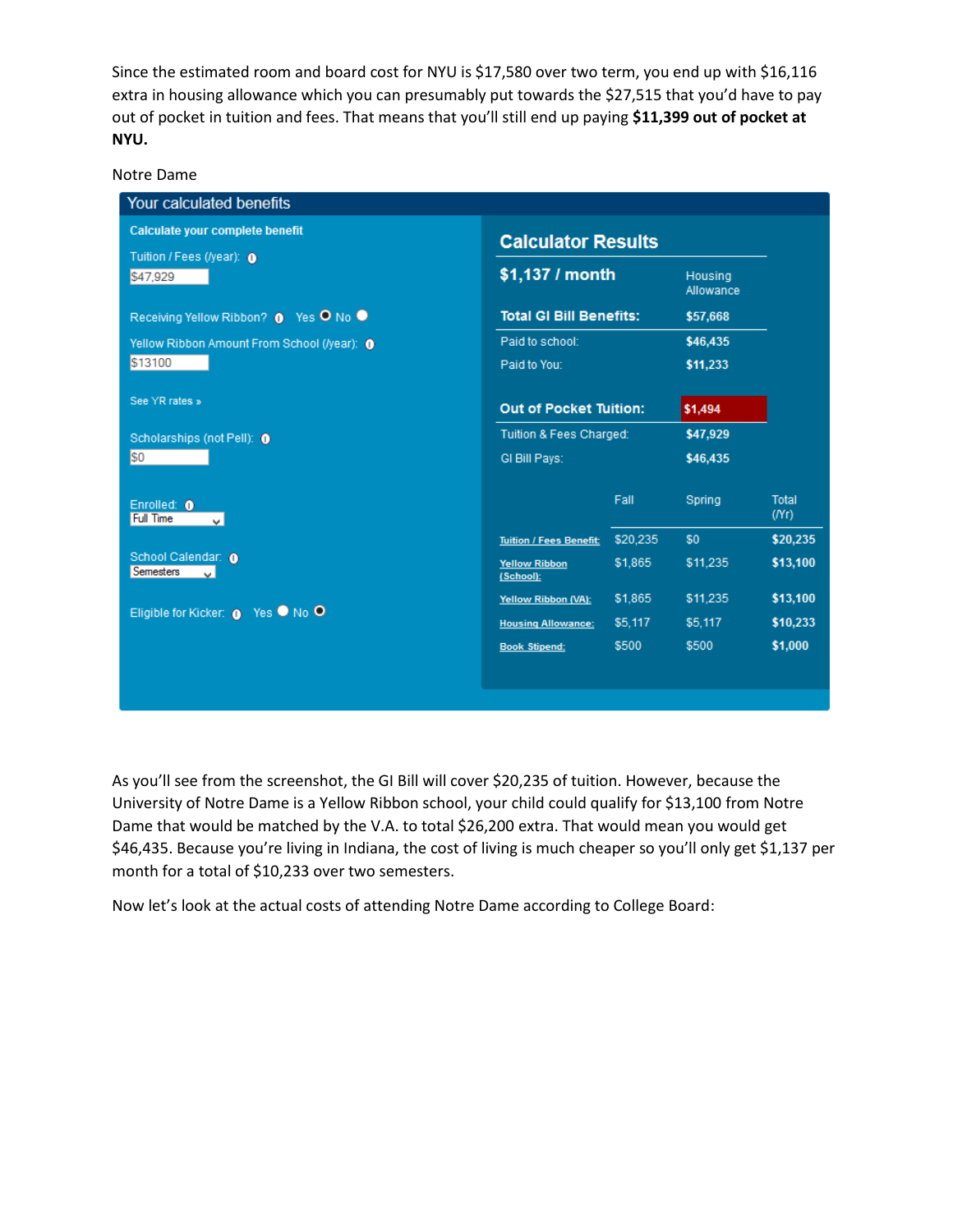Since the estimated room and board cost for NYU is $17,580 over two term, you end up with $16,116 extra in housing allowance which you can presumably put towards the $27,515 that you'd have to pay out of pocket in tuition and fees. That means that you'll still end up paying **$11,399 out of pocket at NYU.**

Notre Dame

**Your calculated benefits**

**Calculate your complete benefit**

Tuition / Fees (/year): $47,929

Receiving Yellow Ribbon? Yes ● No ○

Yellow Ribbon Amount From School (/year): $13100

See YR rates »

Scholarships (not Pell): $0

Enrolled: Full Time

School Calendar: Semesters

Eligible for Kicker: Yes ○ No ●

**Calculator Results**

| | |
|---|---|
| **$1,137 / month** | Housing Allowance |
| **Total GI Bill Benefits:** | **$57,668** |
| Paid to school: | $46,435 |
| Paid to You: | $11,233 |
| **Out of Pocket Tuition:** | **$1,494** |
| Tuition & Fees Charged: | $47,929 |
| GI Bill Pays: | $46,435 |

| | Fall | Spring | Total (/Yr) |
|---|---|---|---|
| Tuition / Fees Benefit: | $20,235 | $0 | $20,235 |
| Yellow Ribbon (School): | $1,865 | $11,235 | $13,100 |
| Yellow Ribbon (VA): | $1,865 | $11,235 | $13,100 |
| Housing Allowance: | $5,117 | $5,117 | $10,233 |
| Book Stipend: | $500 | $500 | $1,000 |

As you'll see from the screenshot, the GI Bill will cover $20,235 of tuition. However, because the University of Notre Dame is a Yellow Ribbon school, your child could qualify for $13,100 from Notre Dame that would be matched by the V.A. to total $26,200 extra. That would mean you would get $46,435. Because you're living in Indiana, the cost of living is much cheaper so you'll only get $1,137 per month for a total of $10,233 over two semesters.

Now let's look at the actual costs of attending Notre Dame according to College Board: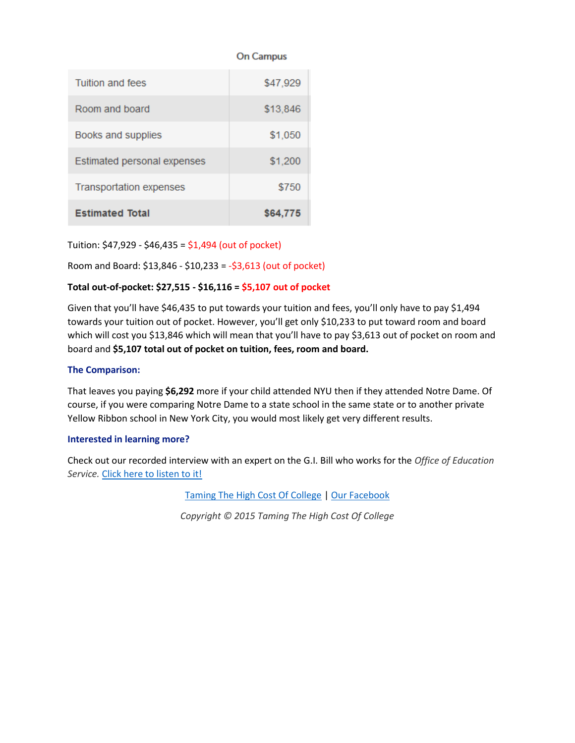**On Campus**

| | |
|---|---|
| Tuition and fees | $47,929 |
| Room and board | $13,846 |
| Books and supplies | $1,050 |
| Estimated personal expenses | $1,200 |
| Transportation expenses | $750 |
| **Estimated Total** | **$64,775** |

Tuition: $47,929 - $46,435 = $1,494 (out of pocket)

Room and Board: $13,846 - $10,233 = -$3,613 (out of pocket)

**Total out-of-pocket: $27,515 - $16,116 = $5,107 out of pocket**

Given that you'll have $46,435 to put towards your tuition and fees, you'll only have to pay $1,494 towards your tuition out of pocket. However, you'll get only $10,233 to put toward room and board which will cost you $13,846 which will mean that you'll have to pay $3,613 out of pocket on room and board and **$5,107 total out of pocket on tuition, fees, room and board.**

### The Comparison:

That leaves you paying **$6,292** more if your child attended NYU then if they attended Notre Dame. Of course, if you were comparing Notre Dame to a state school in the same state or to another private Yellow Ribbon school in New York City, you would most likely get very different results.

### Interested in learning more?

Check out our recorded interview with an expert on the G.I. Bill who works for the *Office of Education Service*. Click here to listen to it!

Taming The High Cost Of College | Our Facebook

*Copyright © 2015 Taming The High Cost Of College*